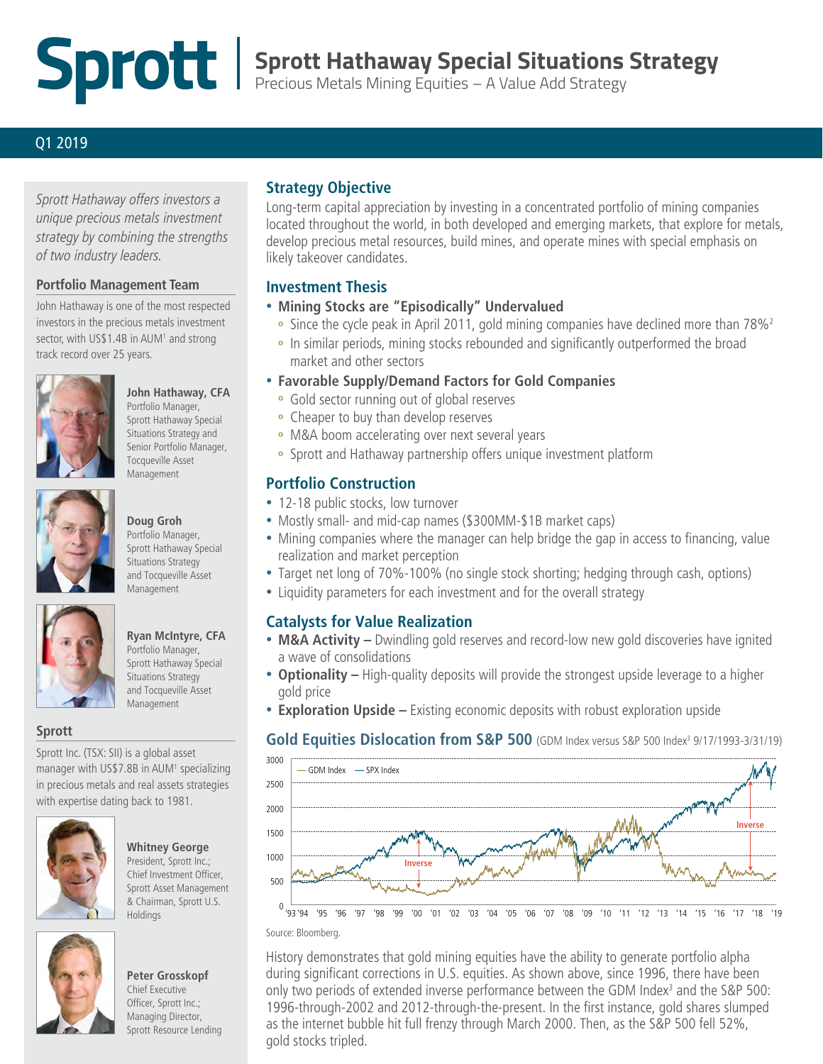# Sprott | Sprott Hathaway Special Situations Strategy

Precious Metals Mining Equities – A Value Add Strategy

Q1 2019

*Sprott Hathaway offers investors a unique precious metals investment strategy by combining the strengths of two industry leaders.*

### Portfolio Management Team

John Hathaway is one of the most respected investors in the precious metals investment sector, with US$1.4B in AUM[1] and strong track record over 25 years.

**John Hathaway, CFA**
Portfolio Manager, Sprott Hathaway Special Situations Strategy and Senior Portfolio Manager, Tocqueville Asset Management

**Doug Groh**
Portfolio Manager, Sprott Hathaway Special Situations Strategy and Tocqueville Asset Management

**Ryan McIntyre, CFA**
Portfolio Manager, Sprott Hathaway Special Situations Strategy and Tocqueville Asset Management

### Sprott

Sprott Inc. (TSX: SII) is a global asset manager with US$7.8B in AUM[1] specializing in precious metals and real assets strategies with expertise dating back to 1981.

**Whitney George**
President, Sprott Inc.; Chief Investment Officer, Sprott Asset Management & Chairman, Sprott U.S. Holdings

**Peter Grosskopf**
Chief Executive Officer, Sprott Inc.; Managing Director, Sprott Resource Lending

## Strategy Objective

Long-term capital appreciation by investing in a concentrated portfolio of mining companies located throughout the world, in both developed and emerging markets, that explore for metals, develop precious metal resources, build mines, and operate mines with special emphasis on likely takeover candidates.

## Investment Thesis

- **Mining Stocks are "Episodically" Undervalued**
  - Since the cycle peak in April 2011, gold mining companies have declined more than 78%[2]
  - In similar periods, mining stocks rebounded and significantly outperformed the broad market and other sectors
- **Favorable Supply/Demand Factors for Gold Companies**
  - Gold sector running out of global reserves
  - Cheaper to buy than develop reserves
  - M&A boom accelerating over next several years
  - Sprott and Hathaway partnership offers unique investment platform

## Portfolio Construction

- 12-18 public stocks, low turnover
- Mostly small- and mid-cap names ($300MM-$1B market caps)
- Mining companies where the manager can help bridge the gap in access to financing, value realization and market perception
- Target net long of 70%-100% (no single stock shorting; hedging through cash, options)
- Liquidity parameters for each investment and for the overall strategy

## Catalysts for Value Realization

- **M&A Activity –** Dwindling gold reserves and record-low new gold discoveries have ignited a wave of consolidations
- **Optionality –** High-quality deposits will provide the strongest upside leverage to a higher gold price
- **Exploration Upside –** Existing economic deposits with robust exploration upside

## Gold Equities Dislocation from S&P 500 (GDM Index versus S&P 500 Index[3] 9/17/1993-3/31/19)

Source: Bloomberg.

History demonstrates that gold mining equities have the ability to generate portfolio alpha during significant corrections in U.S. equities. As shown above, since 1996, there have been only two periods of extended inverse performance between the GDM Index[3] and the S&P 500: 1996-through-2002 and 2012-through-the-present. In the first instance, gold shares slumped as the internet bubble hit full frenzy through March 2000. Then, as the S&P 500 fell 52%, gold stocks tripled.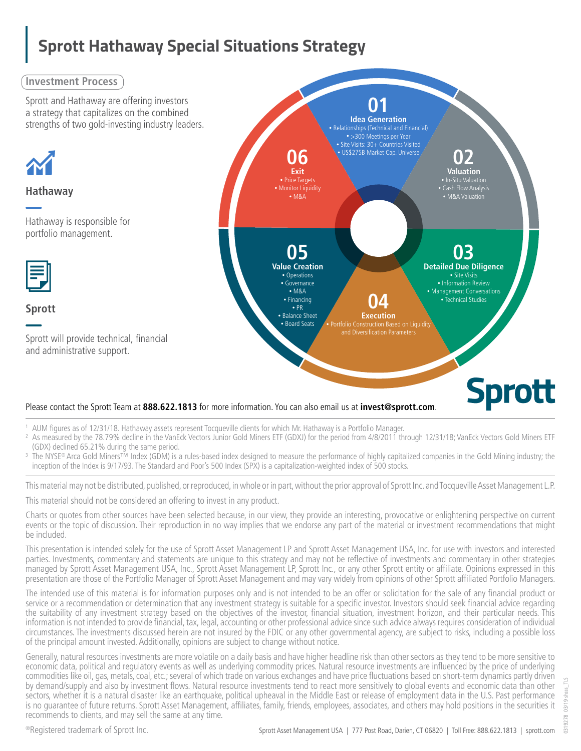# Sprott Hathaway Special Situations Strategy

## Investment Process

Sprott and Hathaway are offering investors a strategy that capitalizes on the combined strengths of two gold-investing industry leaders.

### Hathaway

Hathaway is responsible for portfolio management.

### Sprott

Sprott will provide technical, financial and administrative support.

**01**
**Idea Generation**
- Relationships (Technical and Financial)
- >300 Meetings per Year
- Site Visits: 30+ Countries Visited
- US$275B Market Cap. Universe

**02**
**Valuation**
- In-Situ Valuation
- Cash Flow Analysis
- M&A Valuation

**03**
**Detailed Due Diligence**
- Site Visits
- Information Review
- Management Conversations
- Technical Studies

**04**
**Execution**
- Portfolio Construction Based on Liquidity and Diversification Parameters

**05**
**Value Creation**
- Operations
- Governance
- M&A
- Financing
- PR
- Balance Sheet
- Board Seats

**06**
**Exit**
- Price Targets
- Monitor Liquidity
- M&A

Sprott

Please contact the Sprott Team at **888.622.1813** for more information. You can also email us at **invest@sprott.com**.

[1] AUM figures as of 12/31/18. Hathaway assets represent Tocqueville clients for which Mr. Hathaway is a Portfolio Manager.
[2] As measured by the 78.79% decline in the VanEck Vectors Junior Gold Miners ETF (GDXJ) for the period from 4/8/2011 through 12/31/18; VanEck Vectors Gold Miners ETF (GDX) declined 65.21% during the same period.
[3] The NYSE® Arca Gold Miners™ Index (GDM) is a rules-based index designed to measure the performance of highly capitalized companies in the Gold Mining industry; the inception of the Index is 9/17/93. The Standard and Poor's 500 Index (SPX) is a capitalization-weighted index of 500 stocks.

This material may not be distributed, published, or reproduced, in whole or in part, without the prior approval of Sprott Inc. and Tocqueville Asset Management L.P.

This material should not be considered an offering to invest in any product.

Charts or quotes from other sources have been selected because, in our view, they provide an interesting, provocative or enlightening perspective on current events or the topic of discussion. Their reproduction in no way implies that we endorse any part of the material or investment recommendations that might be included.

This presentation is intended solely for the use of Sprott Asset Management LP and Sprott Asset Management USA, Inc. for use with investors and interested parties. Investments, commentary and statements are unique to this strategy and may not be reflective of investments and commentary in other strategies managed by Sprott Asset Management USA, Inc., Sprott Asset Management LP, Sprott Inc., or any other Sprott entity or affiliate. Opinions expressed in this presentation are those of the Portfolio Manager of Sprott Asset Management and may vary widely from opinions of other Sprott affiliated Portfolio Managers.

The intended use of this material is for information purposes only and is not intended to be an offer or solicitation for the sale of any financial product or service or a recommendation or determination that any investment strategy is suitable for a specific investor. Investors should seek financial advice regarding the suitability of any investment strategy based on the objectives of the investor, financial situation, investment horizon, and their particular needs. This information is not intended to provide financial, tax, legal, accounting or other professional advice since such advice always requires consideration of individual circumstances. The investments discussed herein are not insured by the FDIC or any other governmental agency, are subject to risks, including a possible loss of the principal amount invested. Additionally, opinions are subject to change without notice.

Generally, natural resources investments are more volatile on a daily basis and have higher headline risk than other sectors as they tend to be more sensitive to economic data, political and regulatory events as well as underlying commodity prices. Natural resource investments are influenced by the price of underlying commodities like oil, gas, metals, coal, etc.; several of which trade on various exchanges and have price fluctuations based on short-term dynamics partly driven by demand/supply and also by investment flows. Natural resource investments tend to react more sensitively to global events and economic data than other sectors, whether it is a natural disaster like an earthquake, political upheaval in the Middle East or release of employment data in the U.S. Past performance is no guarantee of future returns. Sprott Asset Management, affiliates, family, friends, employees, associates, and others may hold positions in the securities it recommends to clients, and may sell the same at any time.

®Registered trademark of Sprott Inc.

Sprott Asset Management USA | 777 Post Road, Darien, CT 06820 | Toll Free: 888.622.1813 | sprott.com

0319278 03/19 shsss_TLS